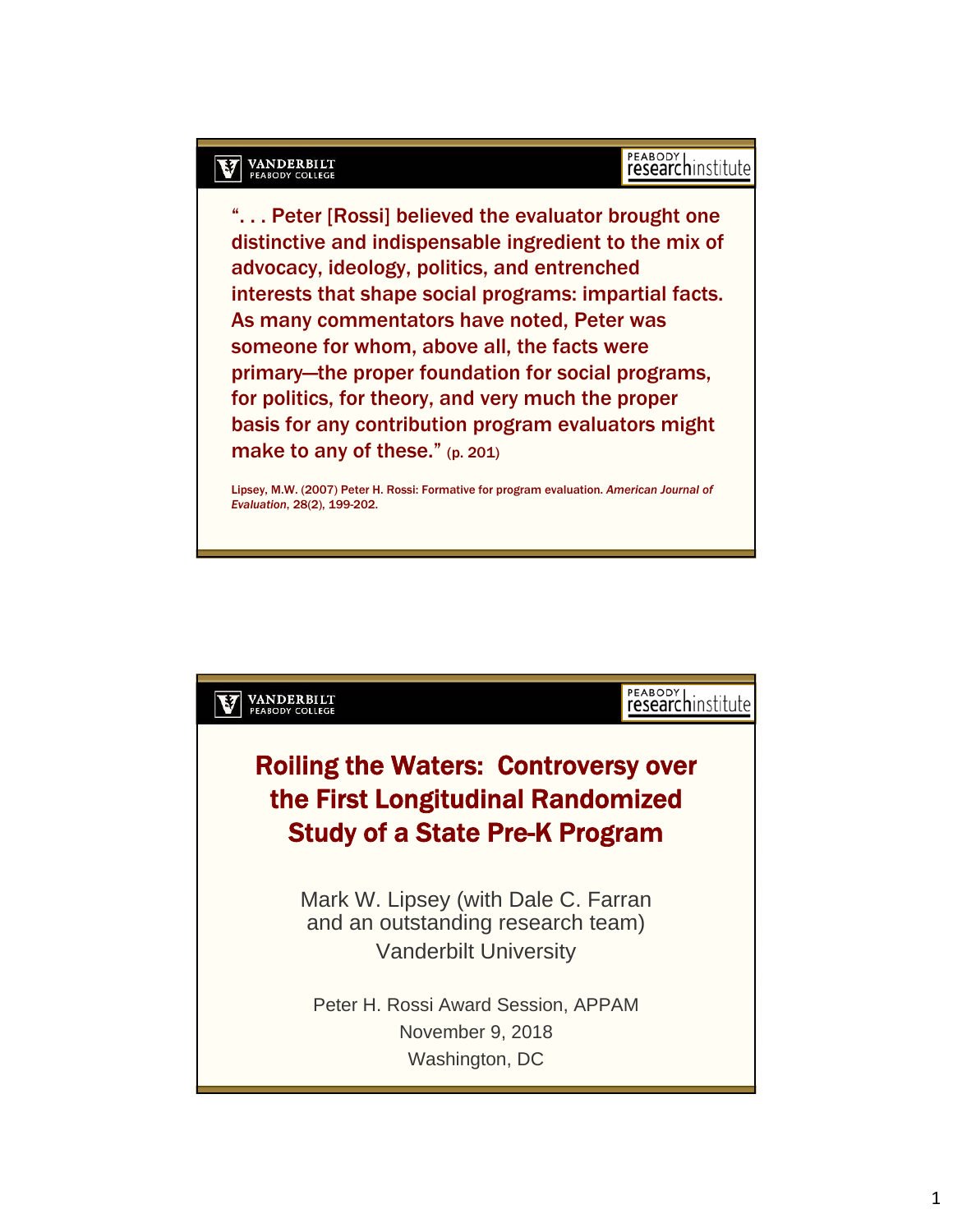"... Peter [Rossi] believed the evaluator brought one distinctive and indispensable ingredient to the mix of advocacy, ideology, politics, and entrenched interests that shape social programs: impartial facts. As many commentators have noted, Peter was someone for whom, above all, the facts were primary—the proper foundation for social programs, for politics, for theory, and very much the proper basis for any contribution program evaluators might make to any of these." (p. 201)

Lipsey, M.W. (2007) Peter H. Rossi: Formative for program evaluation. *American Journal of Evaluation*, 28(2), 199-202.

# Roiling the Waters: Controversy over the First Longitudinal Randomized Study of a State Pre-K Program

Mark W. Lipsey (with Dale C. Farran and an outstanding research team)
Vanderbilt University

Peter H. Rossi Award Session, APPAM
November 9, 2018
Washington, DC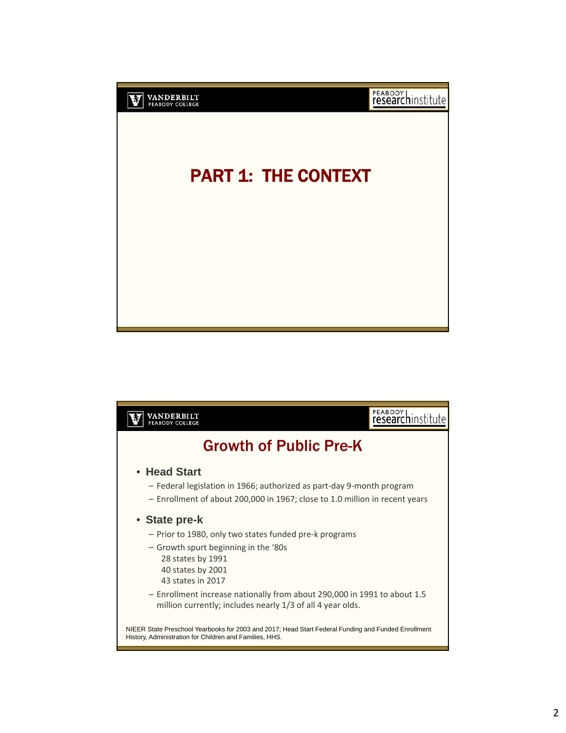# PART 1: THE CONTEXT

## Growth of Public Pre-K

- **Head Start**
  - Federal legislation in 1966; authorized as part-day 9-month program
  - Enrollment of about 200,000 in 1967; close to 1.0 million in recent years
- **State pre-k**
  - Prior to 1980, only two states funded pre-k programs
  - Growth spurt beginning in the '80s
    - 28 states by 1991
    - 40 states by 2001
    - 43 states in 2017
  - Enrollment increase nationally from about 290,000 in 1991 to about 1.5 million currently; includes nearly 1/3 of all 4 year olds.

NIEER State Preschool Yearbooks for 2003 and 2017; Head Start Federal Funding and Funded Enrollment History, Administration for Children and Families, HHS.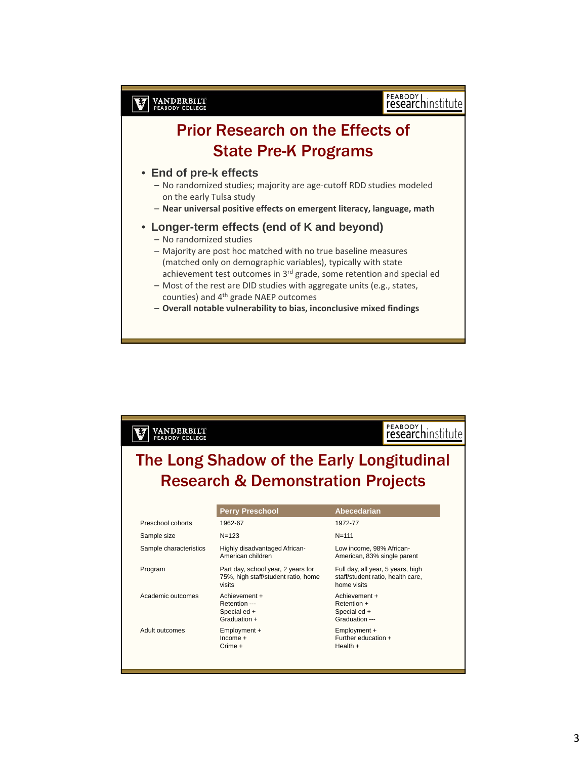# Prior Research on the Effects of State Pre-K Programs

- **End of pre-k effects**
  - No randomized studies; majority are age-cutoff RDD studies modeled on the early Tulsa study
  - **Near universal positive effects on emergent literacy, language, math**
- **Longer-term effects (end of K and beyond)**
  - No randomized studies
  - Majority are post hoc matched with no true baseline measures (matched only on demographic variables), typically with state achievement test outcomes in 3rd grade, some retention and special ed
  - Most of the rest are DID studies with aggregate units (e.g., states, counties) and 4th grade NAEP outcomes
  - **Overall notable vulnerability to bias, inconclusive mixed findings**

# The Long Shadow of the Early Longitudinal Research & Demonstration Projects

| | Perry Preschool | Abecedarian |
|---|---|---|
| Preschool cohorts | 1962-67 | 1972-77 |
| Sample size | N=123 | N=111 |
| Sample characteristics | Highly disadvantaged African-American children | Low income, 98% African-American, 83% single parent |
| Program | Part day, school year, 2 years for 75%, high staff/student ratio, home visits | Full day, all year, 5 years, high staff/student ratio, health care, home visits |
| Academic outcomes | Achievement +<br>Retention ---<br>Special ed +<br>Graduation + | Achievement +<br>Retention +<br>Special ed +<br>Graduation --- |
| Adult outcomes | Employment +<br>Income +<br>Crime + | Employment +<br>Further education +<br>Health + |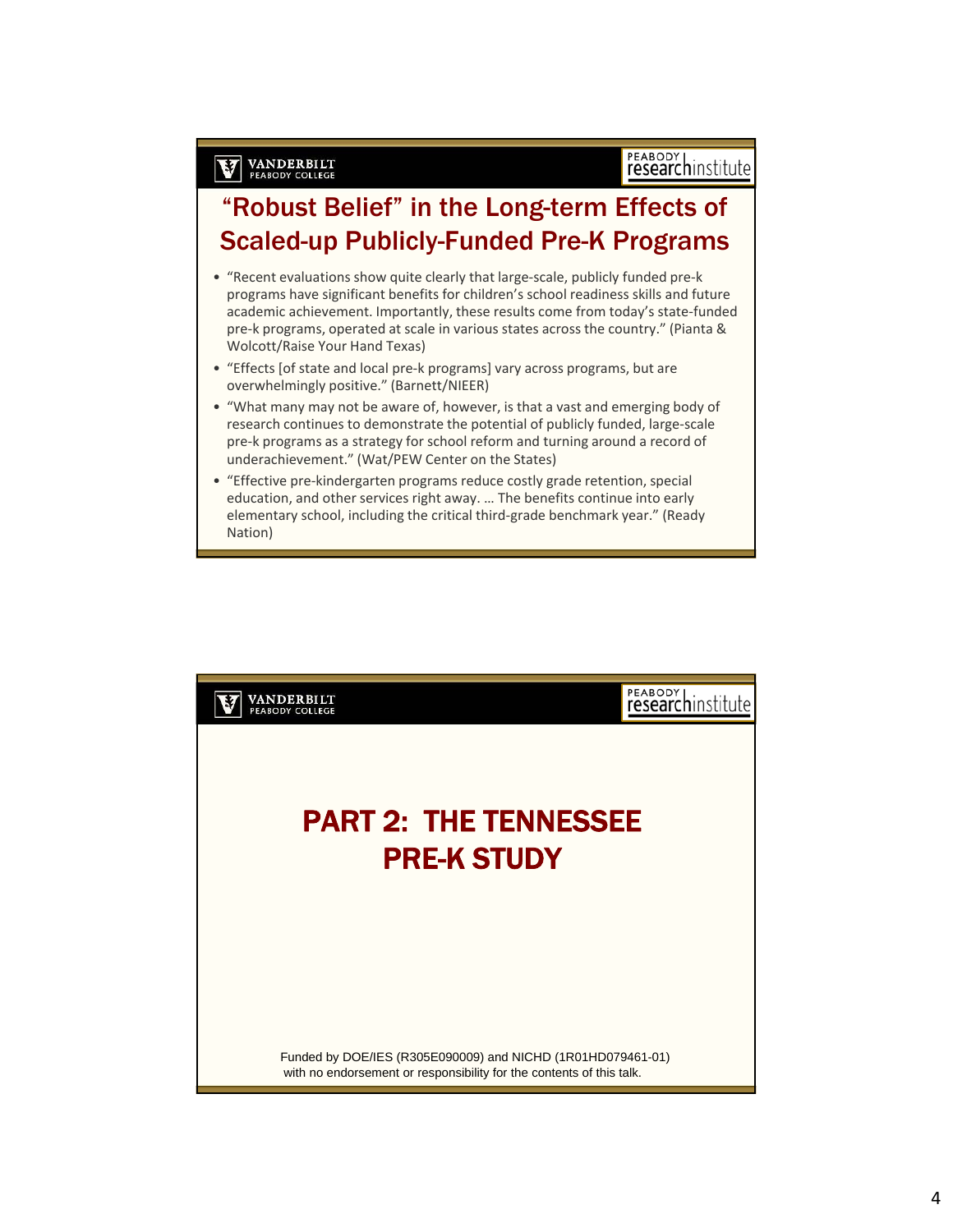## “Robust Belief” in the Long-term Effects of Scaled-up Publicly-Funded Pre-K Programs

- “Recent evaluations show quite clearly that large-scale, publicly funded pre-k programs have significant benefits for children’s school readiness skills and future academic achievement. Importantly, these results come from today’s state-funded pre-k programs, operated at scale in various states across the country.” (Pianta & Wolcott/Raise Your Hand Texas)
- “Effects [of state and local pre-k programs] vary across programs, but are overwhelmingly positive.” (Barnett/NIEER)
- “What many may not be aware of, however, is that a vast and emerging body of research continues to demonstrate the potential of publicly funded, large-scale pre-k programs as a strategy for school reform and turning around a record of underachievement.” (Wat/PEW Center on the States)
- “Effective pre-kindergarten programs reduce costly grade retention, special education, and other services right away. … The benefits continue into early elementary school, including the critical third-grade benchmark year.” (Ready Nation)

## PART 2: THE TENNESSEE PRE-K STUDY

Funded by DOE/IES (R305E090009) and NICHD (1R01HD079461-01) with no endorsement or responsibility for the contents of this talk.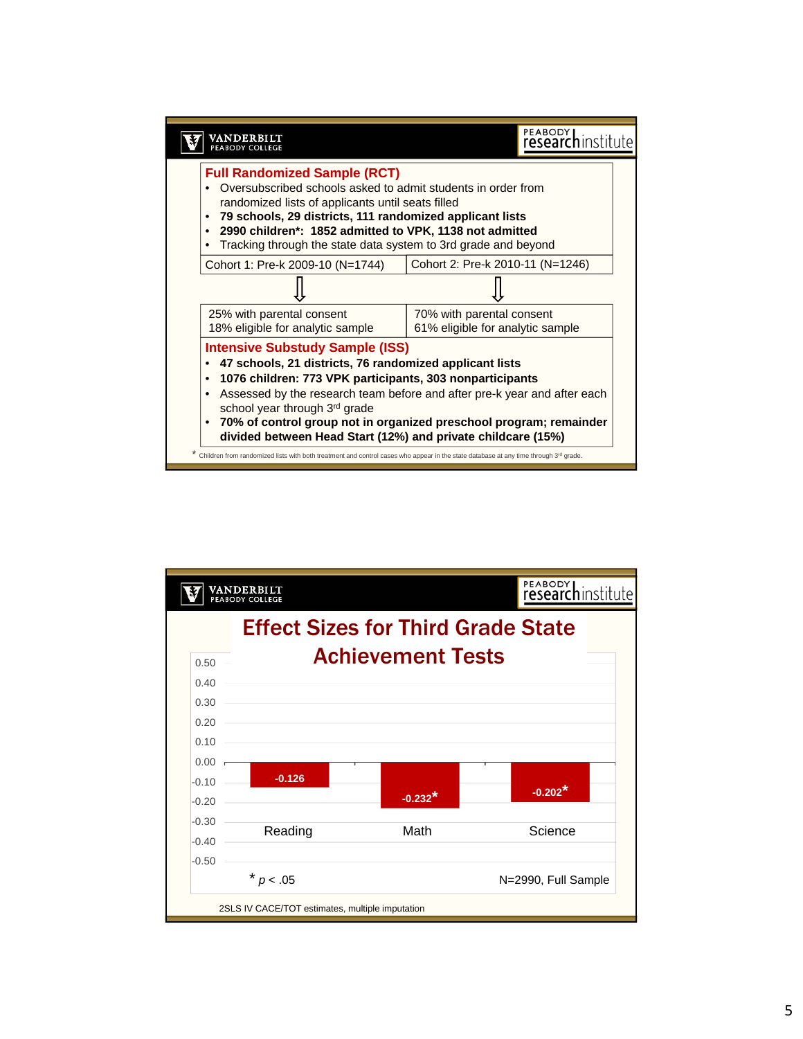## Full Randomized Sample (RCT)

- Oversubscribed schools asked to admit students in order from randomized lists of applicants until seats filled
- **79 schools, 29 districts, 111 randomized applicant lists**
- **2990 children*: 1852 admitted to VPK, 1138 not admitted**
- Tracking through the state data system to 3rd grade and beyond

| Cohort 1: Pre-k 2009-10 (N=1744) | Cohort 2: Pre-k 2010-11 (N=1246) |
|---|---|
| ⇩ | ⇩ |
| 25% with parental consent<br>18% eligible for analytic sample | 70% with parental consent<br>61% eligible for analytic sample |

## Intensive Substudy Sample (ISS)

- **47 schools, 21 districts, 76 randomized applicant lists**
- **1076 children: 773 VPK participants, 303 nonparticipants**
- Assessed by the research team before and after pre-k year and after each school year through 3rd grade
- **70% of control group not in organized preschool program; remainder divided between Head Start (12%) and private childcare (15%)**

* Children from randomized lists with both treatment and control cases who appear in the state database at any time through 3rd grade.

## Effect Sizes for Third Grade State Achievement Tests

| | Reading | Math | Science |
|---|---|---|---|
| Effect size | -0.126 | -0.232* | -0.202* |

* $p < .05$

N=2990, Full Sample

2SLS IV CACE/TOT estimates, multiple imputation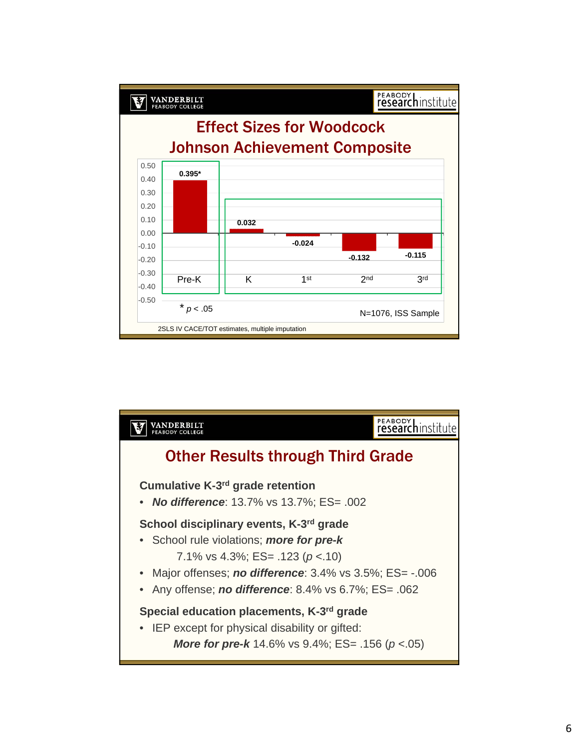## Effect Sizes for Woodcock Johnson Achievement Composite

| Grade | Effect Size |
|---|---|
| Pre-K | 0.395* |
| K | 0.032 |
| 1st | -0.024 |
| 2nd | -0.132 |
| 3rd | -0.115 |

\* $p < .05$

N=1076, ISS Sample

2SLS IV CACE/TOT estimates, multiple imputation

## Other Results through Third Grade

**Cumulative K-3rd grade retention**

- ***No difference***: 13.7% vs 13.7%; ES= .002

**School disciplinary events, K-3rd grade**

- School rule violations; ***more for pre-k***
  7.1% vs 4.3%; ES= .123 ($p$ <.10)
- Major offenses; ***no difference***: 3.4% vs 3.5%; ES= -.006
- Any offense; ***no difference***: 8.4% vs 6.7%; ES= .062

**Special education placements, K-3rd grade**

- IEP except for physical disability or gifted:
  ***More for pre-k*** 14.6% vs 9.4%; ES= .156 ($p$ <.05)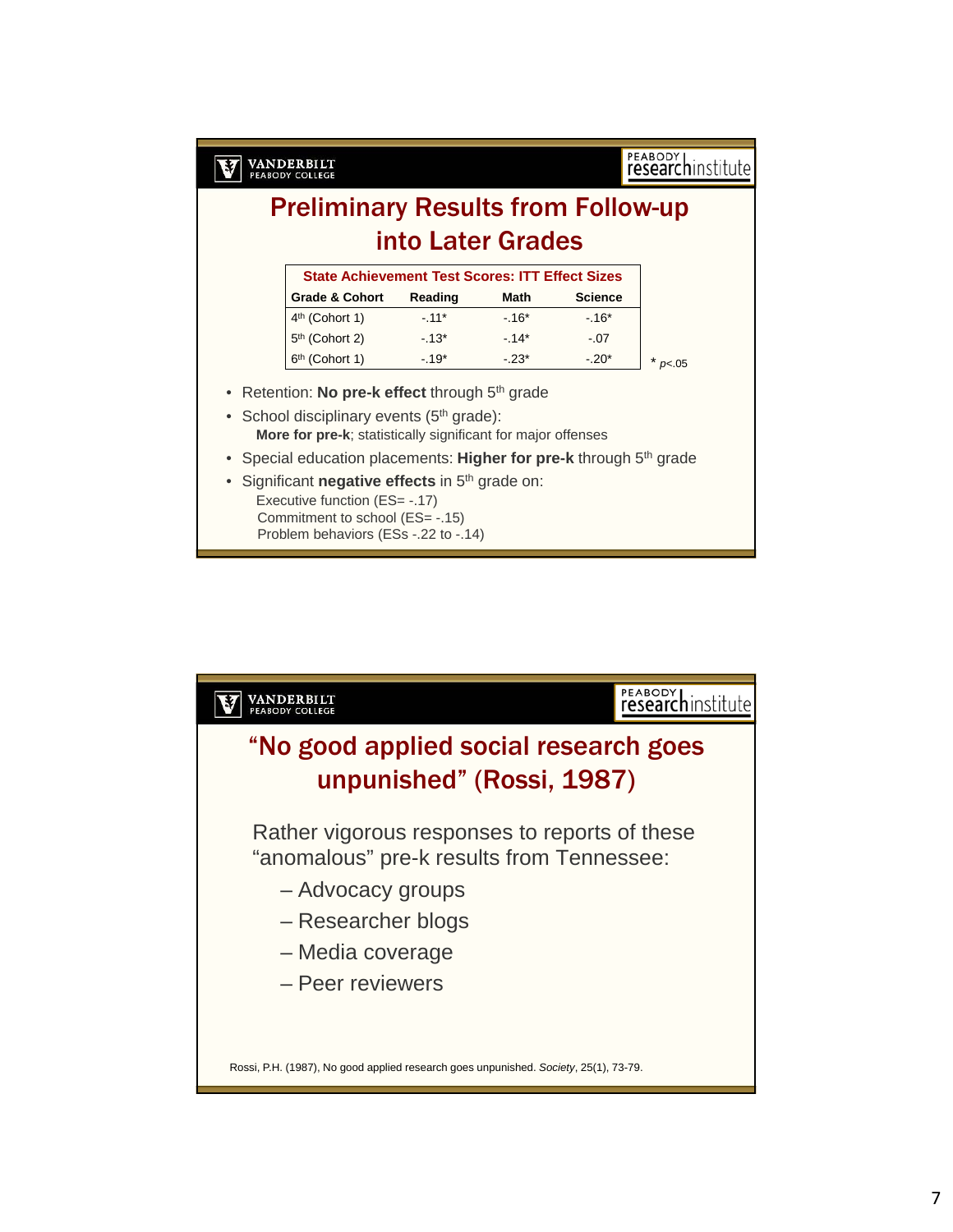## Preliminary Results from Follow-up into Later Grades

| State Achievement Test Scores: ITT Effect Sizes | | | |
|---|---|---|---|
| Grade & Cohort | Reading | Math | Science |
| 4th (Cohort 1) | -.11* | -.16* | -.16* |
| 5th (Cohort 2) | -.13* | -.14* | -.07 |
| 6th (Cohort 1) | -.19* | -.23* | -.20* |

\* $p<.05$

- Retention: **No pre-k effect** through 5th grade
- School disciplinary events (5th grade):
  **More for pre-k**; statistically significant for major offenses
- Special education placements: **Higher for pre-k** through 5th grade
- Significant **negative effects** in 5th grade on:
  Executive function (ES= -.17)
  Commitment to school (ES= -.15)
  Problem behaviors (ESs -.22 to -.14)

## "No good applied social research goes unpunished" (Rossi, 1987)

Rather vigorous responses to reports of these "anomalous" pre-k results from Tennessee:

- Advocacy groups
- Researcher blogs
- Media coverage
- Peer reviewers

Rossi, P.H. (1987), No good applied research goes unpunished. *Society*, 25(1), 73-79.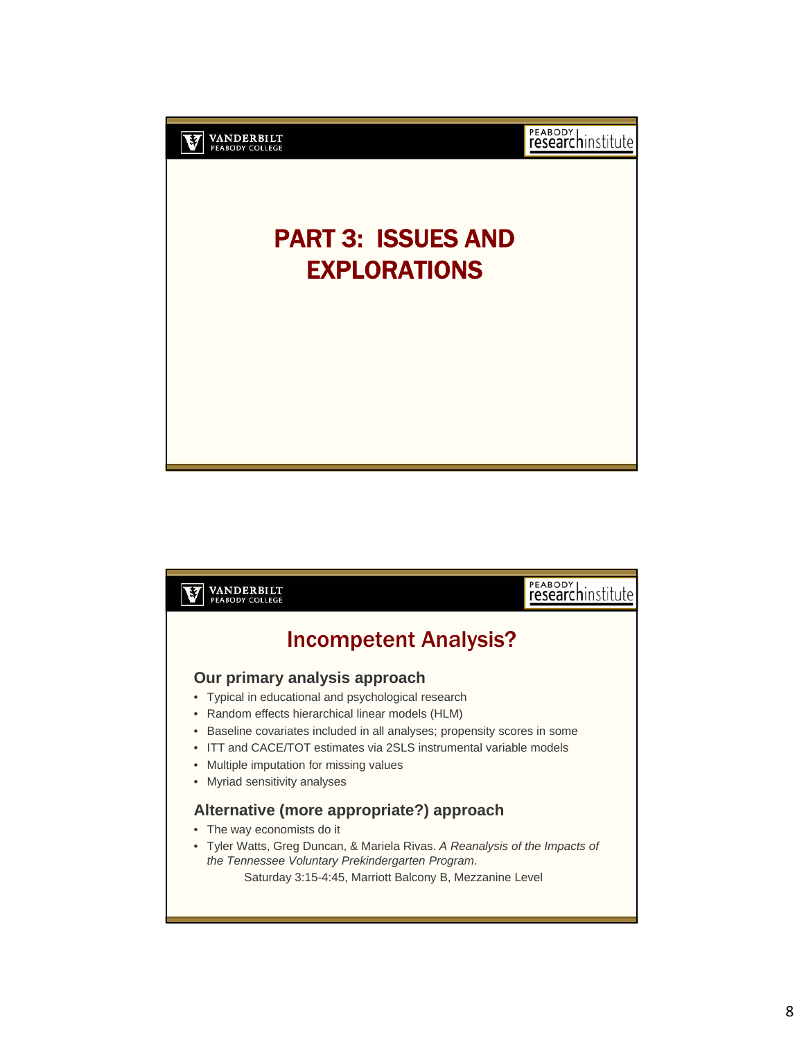# PART 3: ISSUES AND EXPLORATIONS

## Incompetent Analysis?

### Our primary analysis approach

- Typical in educational and psychological research
- Random effects hierarchical linear models (HLM)
- Baseline covariates included in all analyses; propensity scores in some
- ITT and CACE/TOT estimates via 2SLS instrumental variable models
- Multiple imputation for missing values
- Myriad sensitivity analyses

### Alternative (more appropriate?) approach

- The way economists do it
- Tyler Watts, Greg Duncan, & Mariela Rivas. *A Reanalysis of the Impacts of the Tennessee Voluntary Prekindergarten Program*.
  Saturday 3:15-4:45, Marriott Balcony B, Mezzanine Level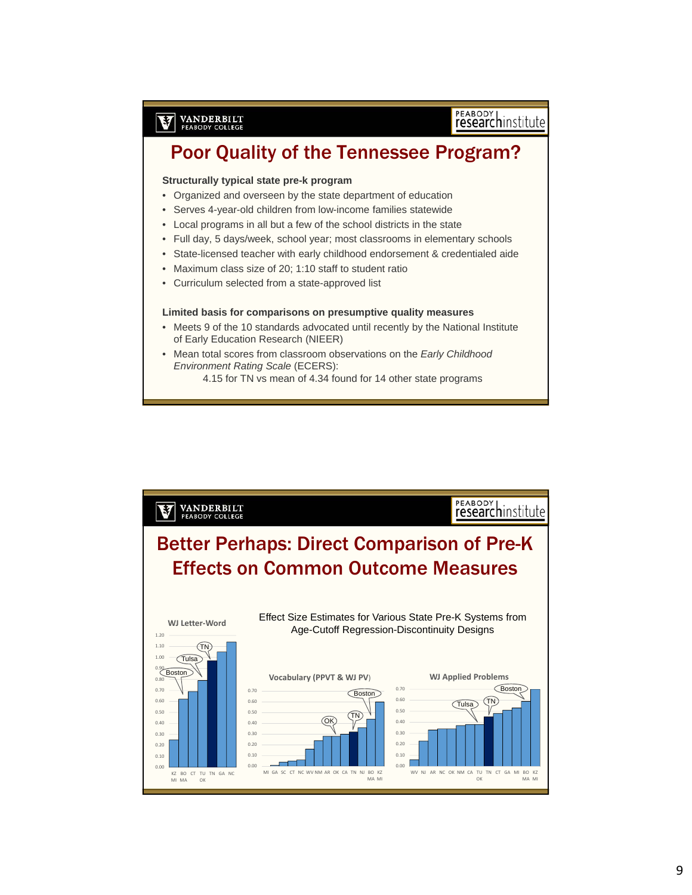## Poor Quality of the Tennessee Program?

**Structurally typical state pre-k program**

- Organized and overseen by the state department of education
- Serves 4-year-old children from low-income families statewide
- Local programs in all but a few of the school districts in the state
- Full day, 5 days/week, school year; most classrooms in elementary schools
- State-licensed teacher with early childhood endorsement & credentialed aide
- Maximum class size of 20; 1:10 staff to student ratio
- Curriculum selected from a state-approved list

**Limited basis for comparisons on presumptive quality measures**

- Meets 9 of the 10 standards advocated until recently by the National Institute of Early Education Research (NIEER)
- Mean total scores from classroom observations on the *Early Childhood Environment Rating Scale* (ECERS):
  4.15 for TN vs mean of 4.34 found for 14 other state programs

## Better Perhaps: Direct Comparison of Pre-K Effects on Common Outcome Measures

Effect Size Estimates for Various State Pre-K Systems from Age-Cutoff Regression-Discontinuity Designs

**WJ Letter-Word**

KZ MI, BO MA, CT, TU OK, TN, GA, NC

**Vocabulary (PPVT & WJ PV)**

MI, GA, SC, CT, NC, WV, NM, AR, OK, CA, TN, NJ, BO MA, KZ MI

**WJ Applied Problems**

WV, NJ, AR, NC, OK, NM, CA, TU OK, TN, CT, GA, MI, BO MA, KZ MI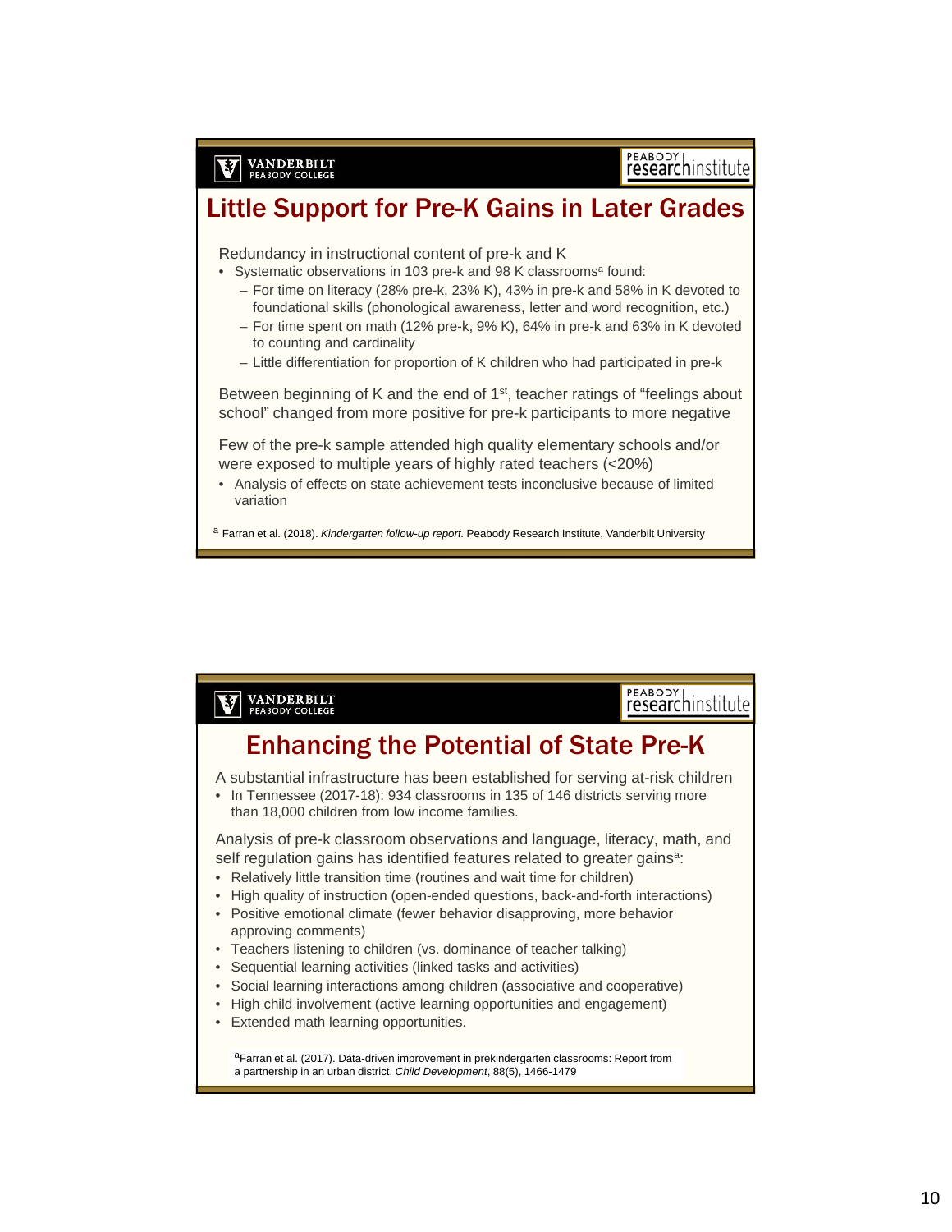## Little Support for Pre-K Gains in Later Grades

Redundancy in instructional content of pre-k and K

- Systematic observations in 103 pre-k and 98 K classrooms[a] found:
  - For time on literacy (28% pre-k, 23% K), 43% in pre-k and 58% in K devoted to foundational skills (phonological awareness, letter and word recognition, etc.)
  - For time spent on math (12% pre-k, 9% K), 64% in pre-k and 63% in K devoted to counting and cardinality
  - Little differentiation for proportion of K children who had participated in pre-k

Between beginning of K and the end of 1st, teacher ratings of "feelings about school" changed from more positive for pre-k participants to more negative

Few of the pre-k sample attended high quality elementary schools and/or were exposed to multiple years of highly rated teachers (<20%)

- Analysis of effects on state achievement tests inconclusive because of limited variation

[a] Farran et al. (2018). *Kindergarten follow-up report.* Peabody Research Institute, Vanderbilt University

## Enhancing the Potential of State Pre-K

A substantial infrastructure has been established for serving at-risk children

- In Tennessee (2017-18): 934 classrooms in 135 of 146 districts serving more than 18,000 children from low income families.

Analysis of pre-k classroom observations and language, literacy, math, and self regulation gains has identified features related to greater gains[a]:

- Relatively little transition time (routines and wait time for children)
- High quality of instruction (open-ended questions, back-and-forth interactions)
- Positive emotional climate (fewer behavior disapproving, more behavior approving comments)
- Teachers listening to children (vs. dominance of teacher talking)
- Sequential learning activities (linked tasks and activities)
- Social learning interactions among children (associative and cooperative)
- High child involvement (active learning opportunities and engagement)
- Extended math learning opportunities.

[a] Farran et al. (2017). Data-driven improvement in prekindergarten classrooms: Report from a partnership in an urban district. *Child Development*, 88(5), 1466-1479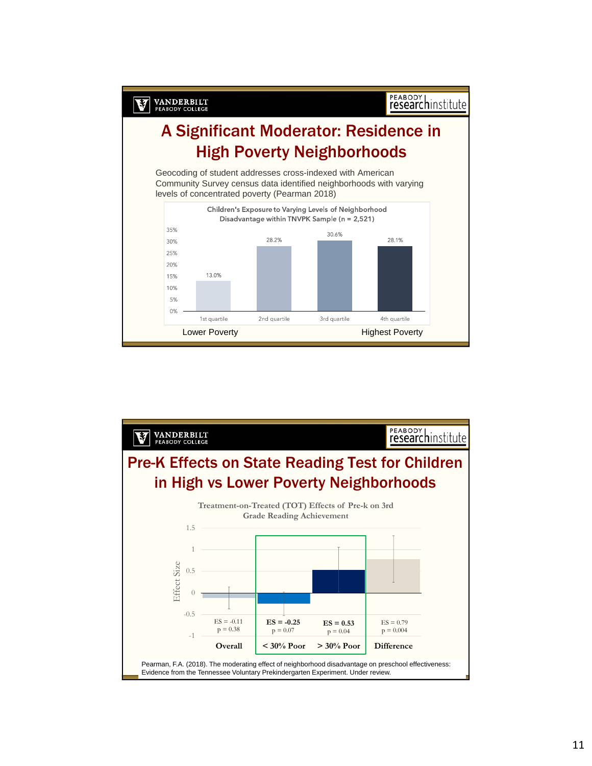## A Significant Moderator: Residence in High Poverty Neighborhoods

Geocoding of student addresses cross-indexed with American Community Survey census data identified neighborhoods with varying levels of concentrated poverty (Pearman 2018)

**Children's Exposure to Varying Levels of Neighborhood Disadvantage within TNVPK Sample (n = 2,521)**

| Quartile | Percent |
| --- | --- |
| 1st quartile | 13.0% |
| 2nd quartile | 28.2% |
| 3rd quartile | 30.6% |
| 4th quartile | 28.1% |

Lower Poverty — Highest Poverty

## Pre-K Effects on State Reading Test for Children in High vs Lower Poverty Neighborhoods

**Treatment-on-Treated (TOT) Effects of Pre-k on 3rd Grade Reading Achievement**

| Group | Effect Size | p |
| --- | --- | --- |
| Overall | ES = -0.11 | p = 0.38 |
| < 30% Poor | ES = -0.25 | p = 0.07 |
| > 30% Poor | ES = 0.53 | p = 0.04 |
| Difference | ES = 0.79 | p = 0.004 |

Pearman, F.A. (2018). The moderating effect of neighborhood disadvantage on preschool effectiveness: Evidence from the Tennessee Voluntary Prekindergarten Experiment. Under review.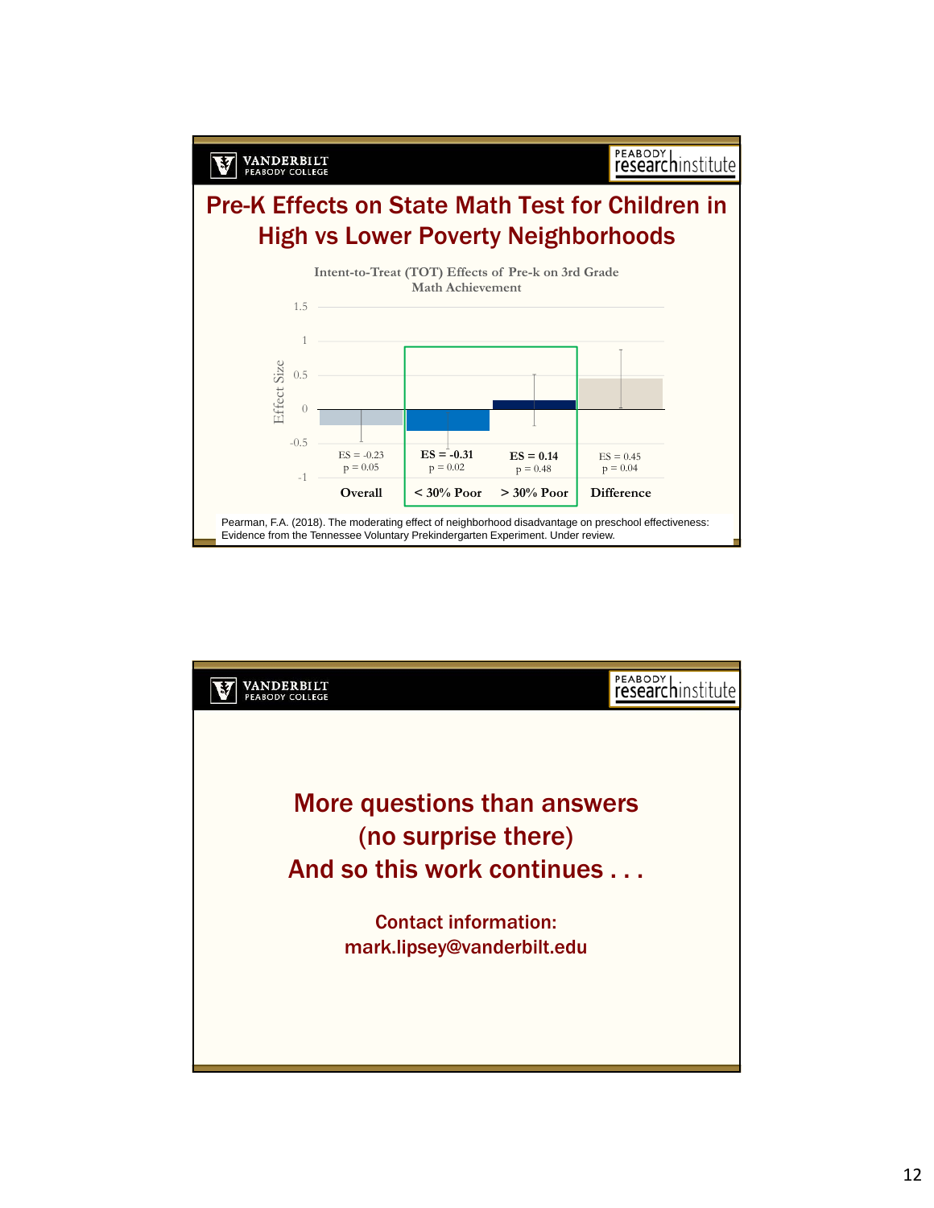## Pre-K Effects on State Math Test for Children in High vs Lower Poverty Neighborhoods

Intent-to-Treat (TOT) Effects of Pre-k on 3rd Grade Math Achievement

Effect Size

1.5
1
0.5
0
-0.5
-1

ES = -0.23
p = 0.05
Overall

ES = -0.31
p = 0.02
< 30% Poor

ES = 0.14
p = 0.48
> 30% Poor

ES = 0.45
p = 0.04
Difference

Pearman, F.A. (2018). The moderating effect of neighborhood disadvantage on preschool effectiveness: Evidence from the Tennessee Voluntary Prekindergarten Experiment. Under review.

---

## More questions than answers (no surprise there) And so this work continues . . .

Contact information:
mark.lipsey@vanderbilt.edu